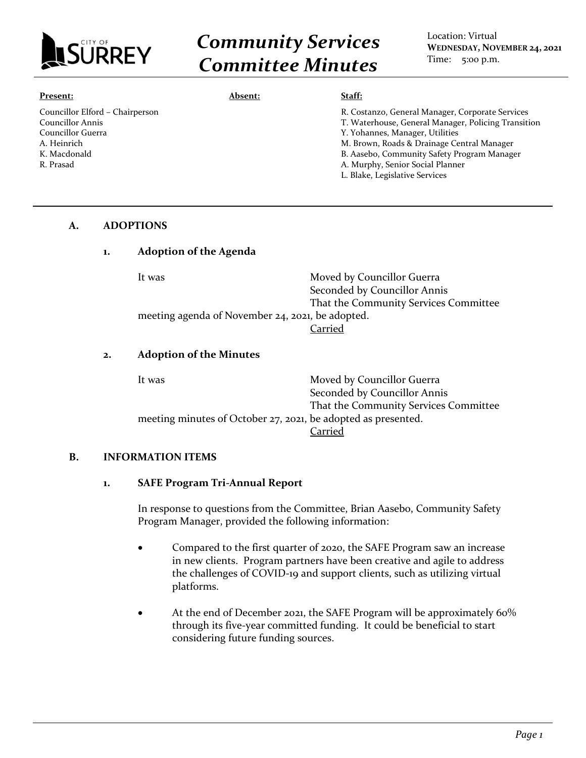# Community Services Committee Minutes

Location: Virtual
**WEDNESDAY, NOVEMBER 24, 2021**
Time: 5:00 p.m.

**Present:**

Councillor Elford – Chairperson
Councillor Annis
Councillor Guerra
A. Heinrich
K. Macdonald
R. Prasad

**Absent:**

**Staff:**

R. Costanzo, General Manager, Corporate Services
T. Waterhouse, General Manager, Policing Transition
Y. Yohannes, Manager, Utilities
M. Brown, Roads & Drainage Central Manager
B. Aasebo, Community Safety Program Manager
A. Murphy, Senior Social Planner
L. Blake, Legislative Services

## A. ADOPTIONS

### 1. Adoption of the Agenda

It was Moved by Councillor Guerra
Seconded by Councillor Annis
That the Community Services Committee meeting agenda of November 24, 2021, be adopted.
Carried

### 2. Adoption of the Minutes

It was Moved by Councillor Guerra
Seconded by Councillor Annis
That the Community Services Committee meeting minutes of October 27, 2021, be adopted as presented.
Carried

## B. INFORMATION ITEMS

### 1. SAFE Program Tri-Annual Report

In response to questions from the Committee, Brian Aasebo, Community Safety Program Manager, provided the following information:

- Compared to the first quarter of 2020, the SAFE Program saw an increase in new clients. Program partners have been creative and agile to address the challenges of COVID-19 and support clients, such as utilizing virtual platforms.
- At the end of December 2021, the SAFE Program will be approximately 60% through its five-year committed funding. It could be beneficial to start considering future funding sources.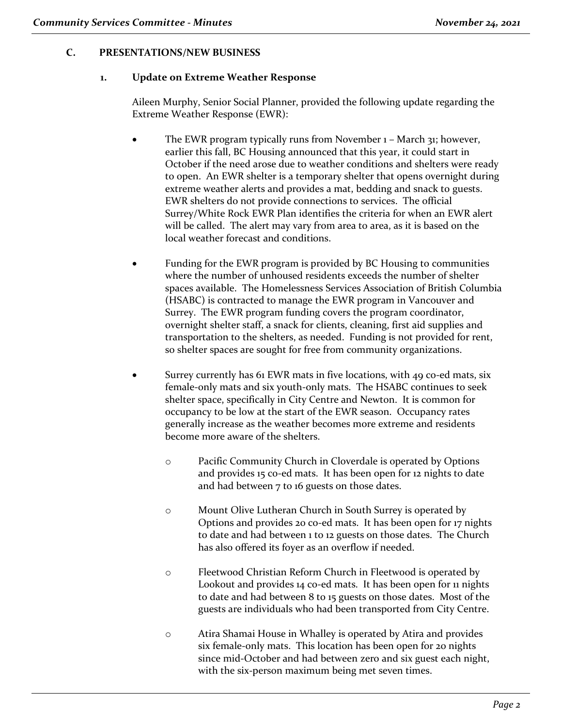## C. PRESENTATIONS/NEW BUSINESS

### 1. Update on Extreme Weather Response

Aileen Murphy, Senior Social Planner, provided the following update regarding the Extreme Weather Response (EWR):

- The EWR program typically runs from November 1 – March 31; however, earlier this fall, BC Housing announced that this year, it could start in October if the need arose due to weather conditions and shelters were ready to open. An EWR shelter is a temporary shelter that opens overnight during extreme weather alerts and provides a mat, bedding and snack to guests. EWR shelters do not provide connections to services. The official Surrey/White Rock EWR Plan identifies the criteria for when an EWR alert will be called. The alert may vary from area to area, as it is based on the local weather forecast and conditions.

- Funding for the EWR program is provided by BC Housing to communities where the number of unhoused residents exceeds the number of shelter spaces available. The Homelessness Services Association of British Columbia (HSABC) is contracted to manage the EWR program in Vancouver and Surrey. The EWR program funding covers the program coordinator, overnight shelter staff, a snack for clients, cleaning, first aid supplies and transportation to the shelters, as needed. Funding is not provided for rent, so shelter spaces are sought for free from community organizations.

- Surrey currently has 61 EWR mats in five locations, with 49 co-ed mats, six female-only mats and six youth-only mats. The HSABC continues to seek shelter space, specifically in City Centre and Newton. It is common for occupancy to be low at the start of the EWR season. Occupancy rates generally increase as the weather becomes more extreme and residents become more aware of the shelters.

  - Pacific Community Church in Cloverdale is operated by Options and provides 15 co-ed mats. It has been open for 12 nights to date and had between 7 to 16 guests on those dates.

  - Mount Olive Lutheran Church in South Surrey is operated by Options and provides 20 co-ed mats. It has been open for 17 nights to date and had between 1 to 12 guests on those dates. The Church has also offered its foyer as an overflow if needed.

  - Fleetwood Christian Reform Church in Fleetwood is operated by Lookout and provides 14 co-ed mats. It has been open for 11 nights to date and had between 8 to 15 guests on those dates. Most of the guests are individuals who had been transported from City Centre.

  - Atira Shamai House in Whalley is operated by Atira and provides six female-only mats. This location has been open for 20 nights since mid-October and had between zero and six guest each night, with the six-person maximum being met seven times.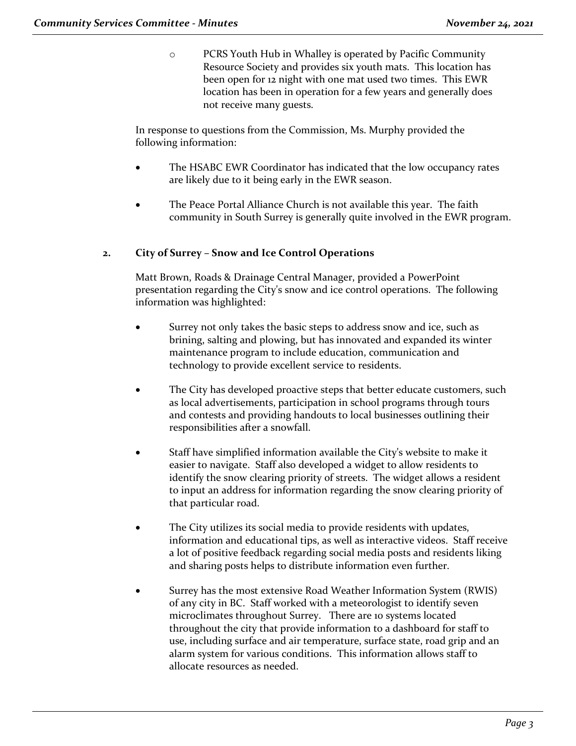- PCRS Youth Hub in Whalley is operated by Pacific Community Resource Society and provides six youth mats. This location has been open for 12 night with one mat used two times. This EWR location has been in operation for a few years and generally does not receive many guests.

In response to questions from the Commission, Ms. Murphy provided the following information:

- The HSABC EWR Coordinator has indicated that the low occupancy rates are likely due to it being early in the EWR season.

- The Peace Portal Alliance Church is not available this year. The faith community in South Surrey is generally quite involved in the EWR program.

**2. City of Surrey – Snow and Ice Control Operations**

Matt Brown, Roads & Drainage Central Manager, provided a PowerPoint presentation regarding the City's snow and ice control operations. The following information was highlighted:

- Surrey not only takes the basic steps to address snow and ice, such as brining, salting and plowing, but has innovated and expanded its winter maintenance program to include education, communication and technology to provide excellent service to residents.

- The City has developed proactive steps that better educate customers, such as local advertisements, participation in school programs through tours and contests and providing handouts to local businesses outlining their responsibilities after a snowfall.

- Staff have simplified information available the City's website to make it easier to navigate. Staff also developed a widget to allow residents to identify the snow clearing priority of streets. The widget allows a resident to input an address for information regarding the snow clearing priority of that particular road.

- The City utilizes its social media to provide residents with updates, information and educational tips, as well as interactive videos. Staff receive a lot of positive feedback regarding social media posts and residents liking and sharing posts helps to distribute information even further.

- Surrey has the most extensive Road Weather Information System (RWIS) of any city in BC. Staff worked with a meteorologist to identify seven microclimates throughout Surrey. There are 10 systems located throughout the city that provide information to a dashboard for staff to use, including surface and air temperature, surface state, road grip and an alarm system for various conditions. This information allows staff to allocate resources as needed.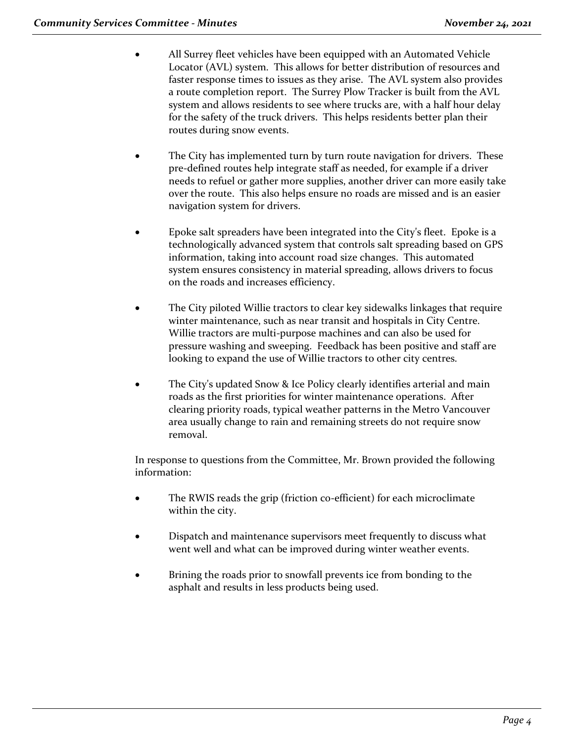- All Surrey fleet vehicles have been equipped with an Automated Vehicle Locator (AVL) system. This allows for better distribution of resources and faster response times to issues as they arise. The AVL system also provides a route completion report. The Surrey Plow Tracker is built from the AVL system and allows residents to see where trucks are, with a half hour delay for the safety of the truck drivers. This helps residents better plan their routes during snow events.

- The City has implemented turn by turn route navigation for drivers. These pre-defined routes help integrate staff as needed, for example if a driver needs to refuel or gather more supplies, another driver can more easily take over the route. This also helps ensure no roads are missed and is an easier navigation system for drivers.

- Epoke salt spreaders have been integrated into the City's fleet. Epoke is a technologically advanced system that controls salt spreading based on GPS information, taking into account road size changes. This automated system ensures consistency in material spreading, allows drivers to focus on the roads and increases efficiency.

- The City piloted Willie tractors to clear key sidewalks linkages that require winter maintenance, such as near transit and hospitals in City Centre. Willie tractors are multi-purpose machines and can also be used for pressure washing and sweeping. Feedback has been positive and staff are looking to expand the use of Willie tractors to other city centres.

- The City's updated Snow & Ice Policy clearly identifies arterial and main roads as the first priorities for winter maintenance operations. After clearing priority roads, typical weather patterns in the Metro Vancouver area usually change to rain and remaining streets do not require snow removal.

In response to questions from the Committee, Mr. Brown provided the following information:

- The RWIS reads the grip (friction co-efficient) for each microclimate within the city.

- Dispatch and maintenance supervisors meet frequently to discuss what went well and what can be improved during winter weather events.

- Brining the roads prior to snowfall prevents ice from bonding to the asphalt and results in less products being used.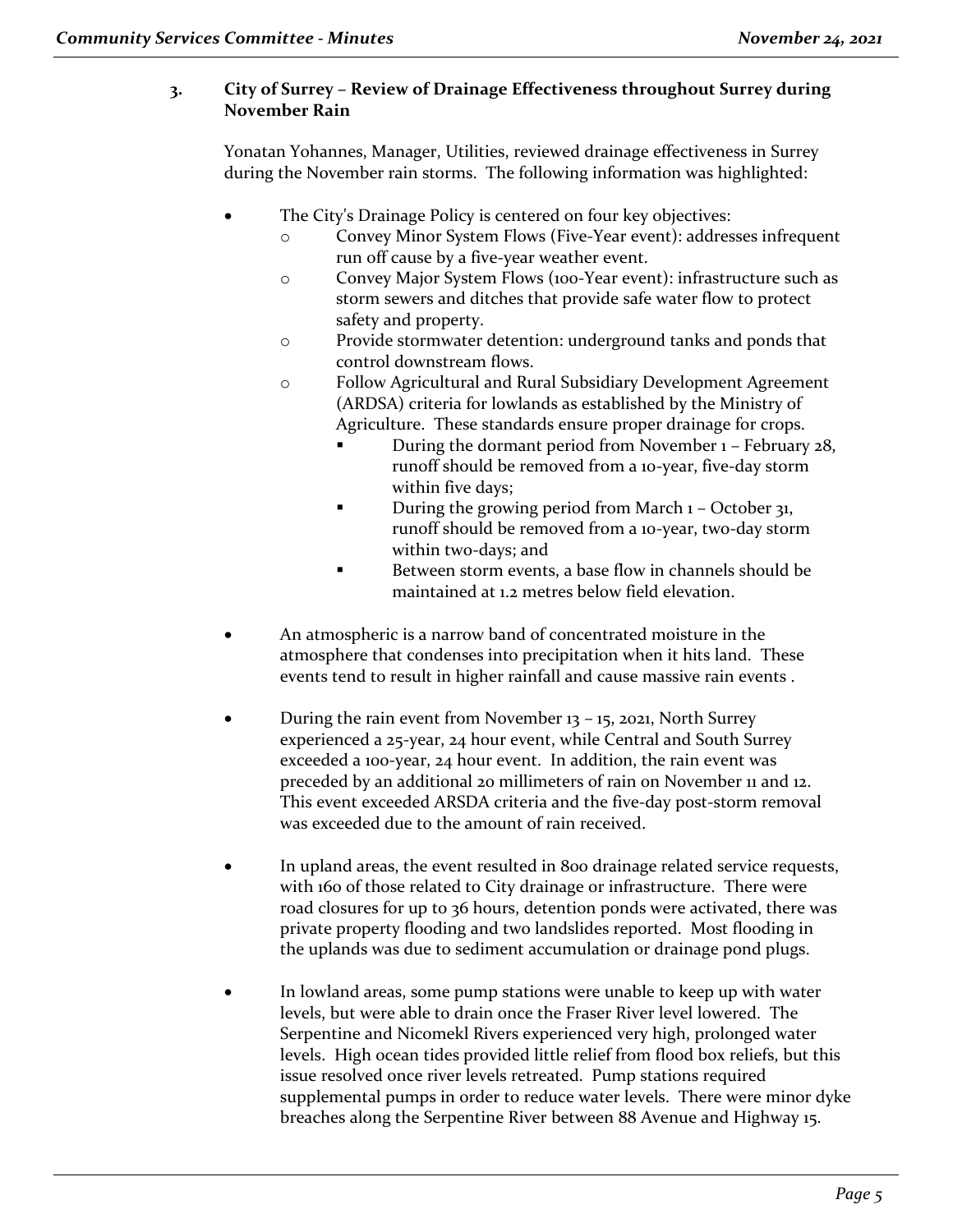### 3. City of Surrey – Review of Drainage Effectiveness throughout Surrey during November Rain

Yonatan Yohannes, Manager, Utilities, reviewed drainage effectiveness in Surrey during the November rain storms. The following information was highlighted:

- The City's Drainage Policy is centered on four key objectives:
  - Convey Minor System Flows (Five-Year event): addresses infrequent run off cause by a five-year weather event.
  - Convey Major System Flows (100-Year event): infrastructure such as storm sewers and ditches that provide safe water flow to protect safety and property.
  - Provide stormwater detention: underground tanks and ponds that control downstream flows.
  - Follow Agricultural and Rural Subsidiary Development Agreement (ARDSA) criteria for lowlands as established by the Ministry of Agriculture. These standards ensure proper drainage for crops.
    - During the dormant period from November 1 – February 28, runoff should be removed from a 10-year, five-day storm within five days;
    - During the growing period from March 1 – October 31, runoff should be removed from a 10-year, two-day storm within two-days; and
    - Between storm events, a base flow in channels should be maintained at 1.2 metres below field elevation.

- An atmospheric is a narrow band of concentrated moisture in the atmosphere that condenses into precipitation when it hits land. These events tend to result in higher rainfall and cause massive rain events .

- During the rain event from November 13 – 15, 2021, North Surrey experienced a 25-year, 24 hour event, while Central and South Surrey exceeded a 100-year, 24 hour event. In addition, the rain event was preceded by an additional 20 millimeters of rain on November 11 and 12. This event exceeded ARSDA criteria and the five-day post-storm removal was exceeded due to the amount of rain received.

- In upland areas, the event resulted in 800 drainage related service requests, with 160 of those related to City drainage or infrastructure. There were road closures for up to 36 hours, detention ponds were activated, there was private property flooding and two landslides reported. Most flooding in the uplands was due to sediment accumulation or drainage pond plugs.

- In lowland areas, some pump stations were unable to keep up with water levels, but were able to drain once the Fraser River level lowered. The Serpentine and Nicomekl Rivers experienced very high, prolonged water levels. High ocean tides provided little relief from flood box reliefs, but this issue resolved once river levels retreated. Pump stations required supplemental pumps in order to reduce water levels. There were minor dyke breaches along the Serpentine River between 88 Avenue and Highway 15.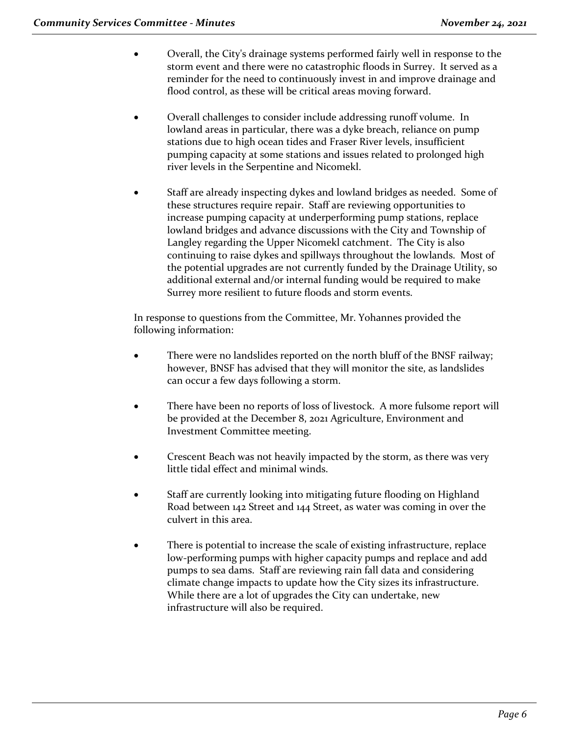- Overall, the City's drainage systems performed fairly well in response to the storm event and there were no catastrophic floods in Surrey. It served as a reminder for the need to continuously invest in and improve drainage and flood control, as these will be critical areas moving forward.

- Overall challenges to consider include addressing runoff volume. In lowland areas in particular, there was a dyke breach, reliance on pump stations due to high ocean tides and Fraser River levels, insufficient pumping capacity at some stations and issues related to prolonged high river levels in the Serpentine and Nicomekl.

- Staff are already inspecting dykes and lowland bridges as needed. Some of these structures require repair. Staff are reviewing opportunities to increase pumping capacity at underperforming pump stations, replace lowland bridges and advance discussions with the City and Township of Langley regarding the Upper Nicomekl catchment. The City is also continuing to raise dykes and spillways throughout the lowlands. Most of the potential upgrades are not currently funded by the Drainage Utility, so additional external and/or internal funding would be required to make Surrey more resilient to future floods and storm events.

In response to questions from the Committee, Mr. Yohannes provided the following information:

- There were no landslides reported on the north bluff of the BNSF railway; however, BNSF has advised that they will monitor the site, as landslides can occur a few days following a storm.

- There have been no reports of loss of livestock. A more fulsome report will be provided at the December 8, 2021 Agriculture, Environment and Investment Committee meeting.

- Crescent Beach was not heavily impacted by the storm, as there was very little tidal effect and minimal winds.

- Staff are currently looking into mitigating future flooding on Highland Road between 142 Street and 144 Street, as water was coming in over the culvert in this area.

- There is potential to increase the scale of existing infrastructure, replace low-performing pumps with higher capacity pumps and replace and add pumps to sea dams. Staff are reviewing rain fall data and considering climate change impacts to update how the City sizes its infrastructure. While there are a lot of upgrades the City can undertake, new infrastructure will also be required.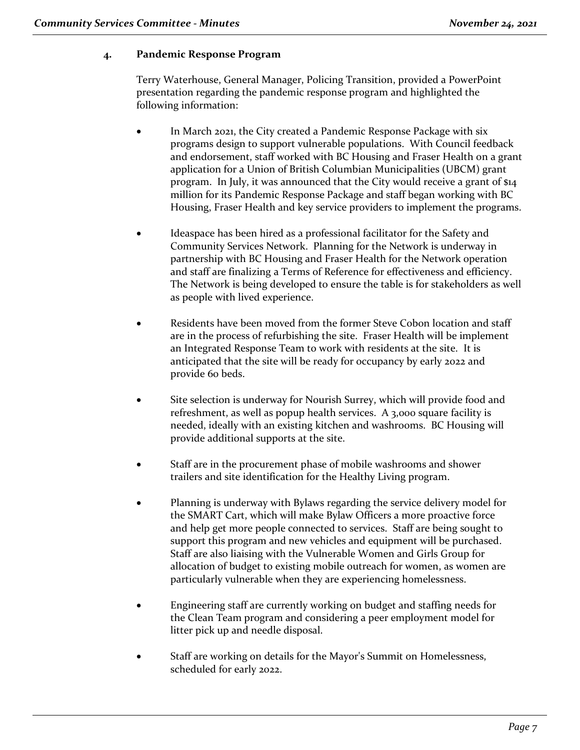## 4. Pandemic Response Program

Terry Waterhouse, General Manager, Policing Transition, provided a PowerPoint presentation regarding the pandemic response program and highlighted the following information:

- In March 2021, the City created a Pandemic Response Package with six programs design to support vulnerable populations. With Council feedback and endorsement, staff worked with BC Housing and Fraser Health on a grant application for a Union of British Columbian Municipalities (UBCM) grant program. In July, it was announced that the City would receive a grant of $14 million for its Pandemic Response Package and staff began working with BC Housing, Fraser Health and key service providers to implement the programs.

- Ideaspace has been hired as a professional facilitator for the Safety and Community Services Network. Planning for the Network is underway in partnership with BC Housing and Fraser Health for the Network operation and staff are finalizing a Terms of Reference for effectiveness and efficiency. The Network is being developed to ensure the table is for stakeholders as well as people with lived experience.

- Residents have been moved from the former Steve Cobon location and staff are in the process of refurbishing the site. Fraser Health will be implement an Integrated Response Team to work with residents at the site. It is anticipated that the site will be ready for occupancy by early 2022 and provide 60 beds.

- Site selection is underway for Nourish Surrey, which will provide food and refreshment, as well as popup health services. A 3,000 square facility is needed, ideally with an existing kitchen and washrooms. BC Housing will provide additional supports at the site.

- Staff are in the procurement phase of mobile washrooms and shower trailers and site identification for the Healthy Living program.

- Planning is underway with Bylaws regarding the service delivery model for the SMART Cart, which will make Bylaw Officers a more proactive force and help get more people connected to services. Staff are being sought to support this program and new vehicles and equipment will be purchased. Staff are also liaising with the Vulnerable Women and Girls Group for allocation of budget to existing mobile outreach for women, as women are particularly vulnerable when they are experiencing homelessness.

- Engineering staff are currently working on budget and staffing needs for the Clean Team program and considering a peer employment model for litter pick up and needle disposal.

- Staff are working on details for the Mayor's Summit on Homelessness, scheduled for early 2022.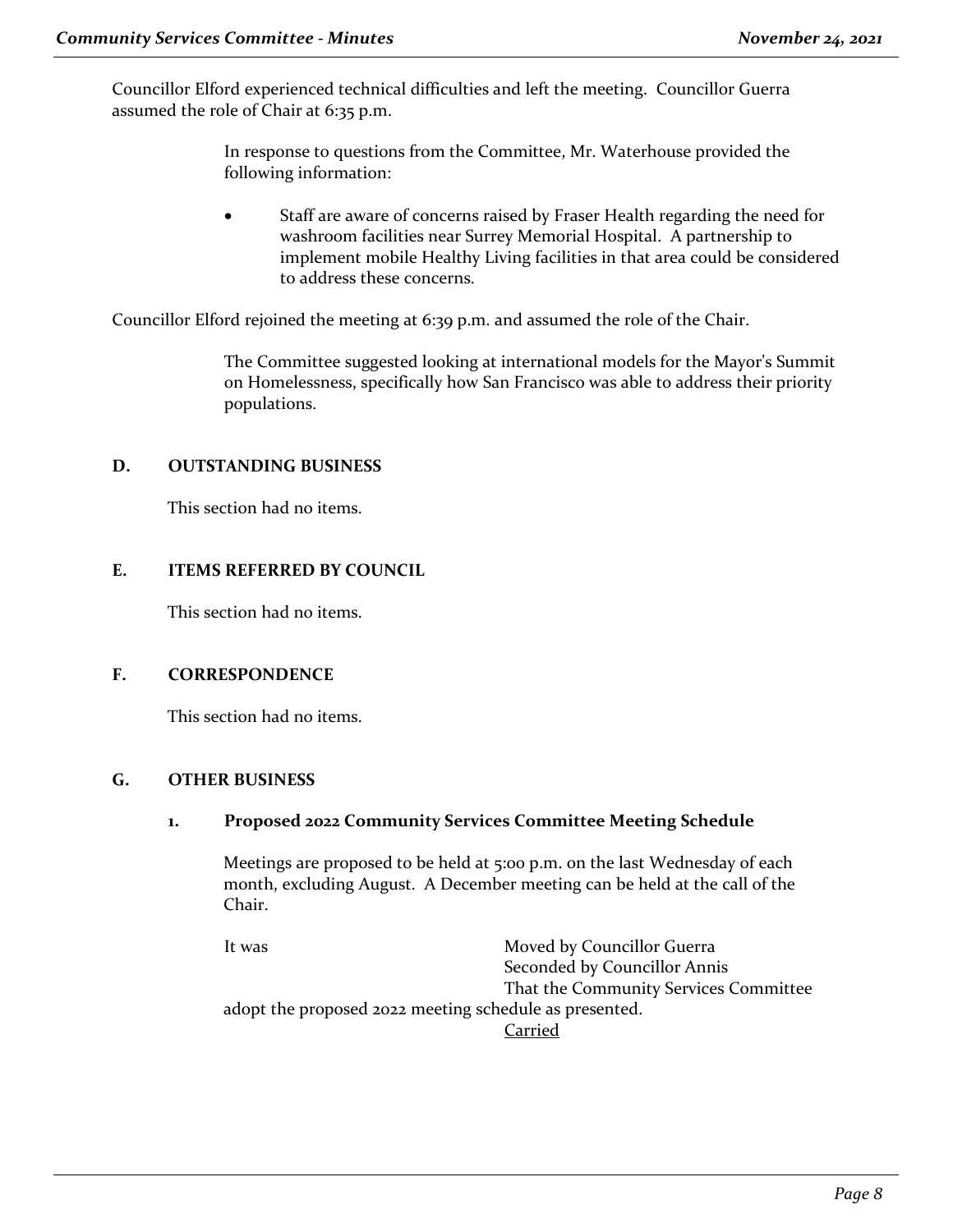Councillor Elford experienced technical difficulties and left the meeting. Councillor Guerra assumed the role of Chair at 6:35 p.m.

In response to questions from the Committee, Mr. Waterhouse provided the following information:

- Staff are aware of concerns raised by Fraser Health regarding the need for washroom facilities near Surrey Memorial Hospital. A partnership to implement mobile Healthy Living facilities in that area could be considered to address these concerns.

Councillor Elford rejoined the meeting at 6:39 p.m. and assumed the role of the Chair.

The Committee suggested looking at international models for the Mayor's Summit on Homelessness, specifically how San Francisco was able to address their priority populations.

## D. OUTSTANDING BUSINESS

This section had no items.

## E. ITEMS REFERRED BY COUNCIL

This section had no items.

## F. CORRESPONDENCE

This section had no items.

## G. OTHER BUSINESS

### 1. Proposed 2022 Community Services Committee Meeting Schedule

Meetings are proposed to be held at 5:00 p.m. on the last Wednesday of each month, excluding August. A December meeting can be held at the call of the Chair.

It was Moved by Councillor Guerra
Seconded by Councillor Annis
That the Community Services Committee adopt the proposed 2022 meeting schedule as presented.

Carried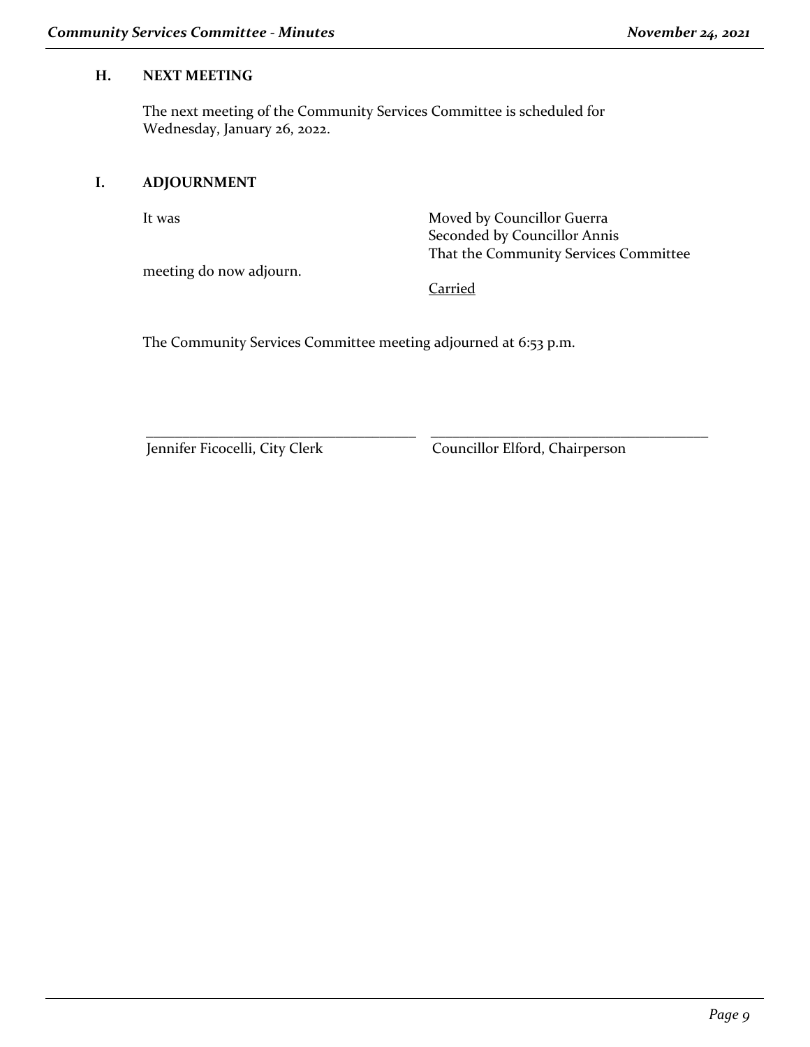## H. NEXT MEETING

The next meeting of the Community Services Committee is scheduled for Wednesday, January 26, 2022.

## I. ADJOURNMENT

It was

Moved by Councillor Guerra
Seconded by Councillor Annis
That the Community Services Committee meeting do now adjourn.

Carried

The Community Services Committee meeting adjourned at 6:53 p.m.

\_\_\_\_\_\_\_\_\_\_\_\_\_\_\_\_\_\_\_\_\_\_\_\_\_\_\_\_\_\_\_\_\_\_\_\_
Jennifer Ficocelli, City Clerk

\_\_\_\_\_\_\_\_\_\_\_\_\_\_\_\_\_\_\_\_\_\_\_\_\_\_\_\_\_\_\_\_\_\_\_\_
Councillor Elford, Chairperson